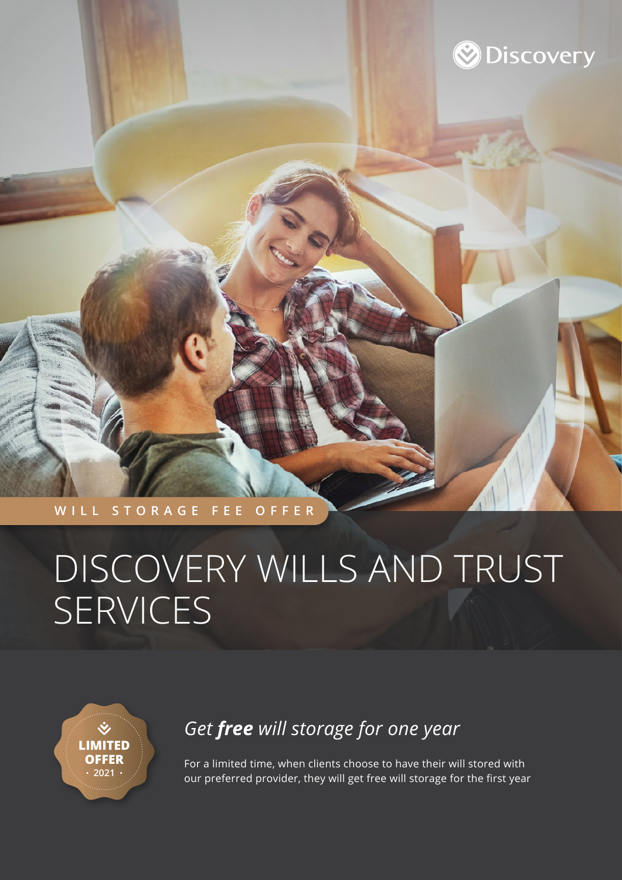Discovery

WILL STORAGE FEE OFFER

# DISCOVERY WILLS AND TRUST SERVICES

LIMITED OFFER • 2021 •

## *Get **free** will storage for one year*

For a limited time, when clients choose to have their will stored with our preferred provider, they will get free will storage for the first year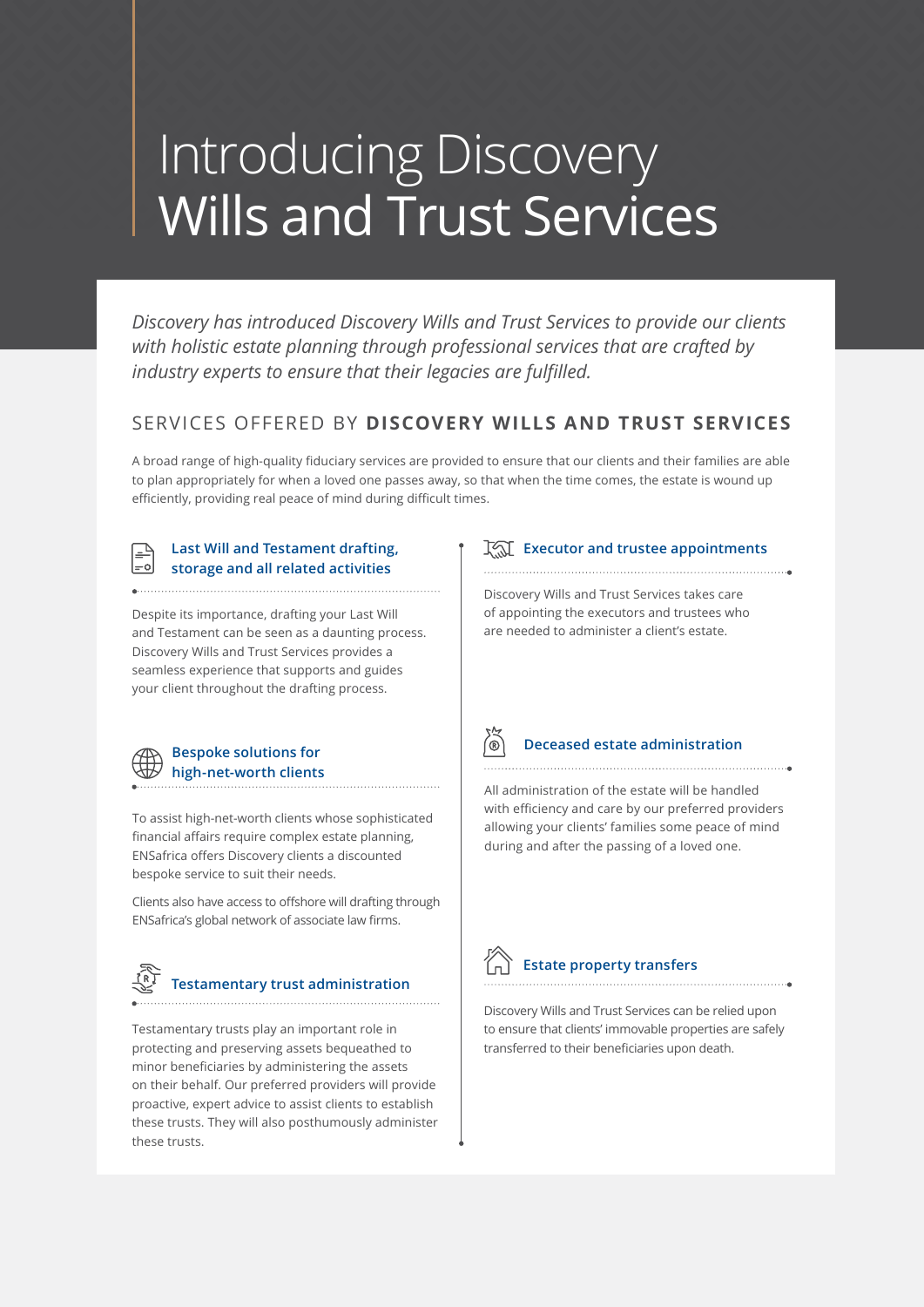# Introducing Discovery Wills and Trust Services

*Discovery has introduced Discovery Wills and Trust Services to provide our clients with holistic estate planning through professional services that are crafted by industry experts to ensure that their legacies are fulfilled.*

## SERVICES OFFERED BY **DISCOVERY WILLS AND TRUST SERVICES**

A broad range of high-quality fiduciary services are provided to ensure that our clients and their families are able to plan appropriately for when a loved one passes away, so that when the time comes, the estate is wound up efficiently, providing real peace of mind during difficult times.

### Last Will and Testament drafting, storage and all related activities

Despite its importance, drafting your Last Will and Testament can be seen as a daunting process. Discovery Wills and Trust Services provides a seamless experience that supports and guides your client throughout the drafting process.

### Bespoke solutions for high-net-worth clients

To assist high-net-worth clients whose sophisticated financial affairs require complex estate planning, ENSafrica offers Discovery clients a discounted bespoke service to suit their needs.

Clients also have access to offshore will drafting through ENSafrica's global network of associate law firms.

### Testamentary trust administration

Testamentary trusts play an important role in protecting and preserving assets bequeathed to minor beneficiaries by administering the assets on their behalf. Our preferred providers will provide proactive, expert advice to assist clients to establish these trusts. They will also posthumously administer these trusts.

### Executor and trustee appointments

Discovery Wills and Trust Services takes care of appointing the executors and trustees who are needed to administer a client's estate.

### Deceased estate administration

All administration of the estate will be handled with efficiency and care by our preferred providers allowing your clients' families some peace of mind during and after the passing of a loved one.

### Estate property transfers

Discovery Wills and Trust Services can be relied upon to ensure that clients' immovable properties are safely transferred to their beneficiaries upon death.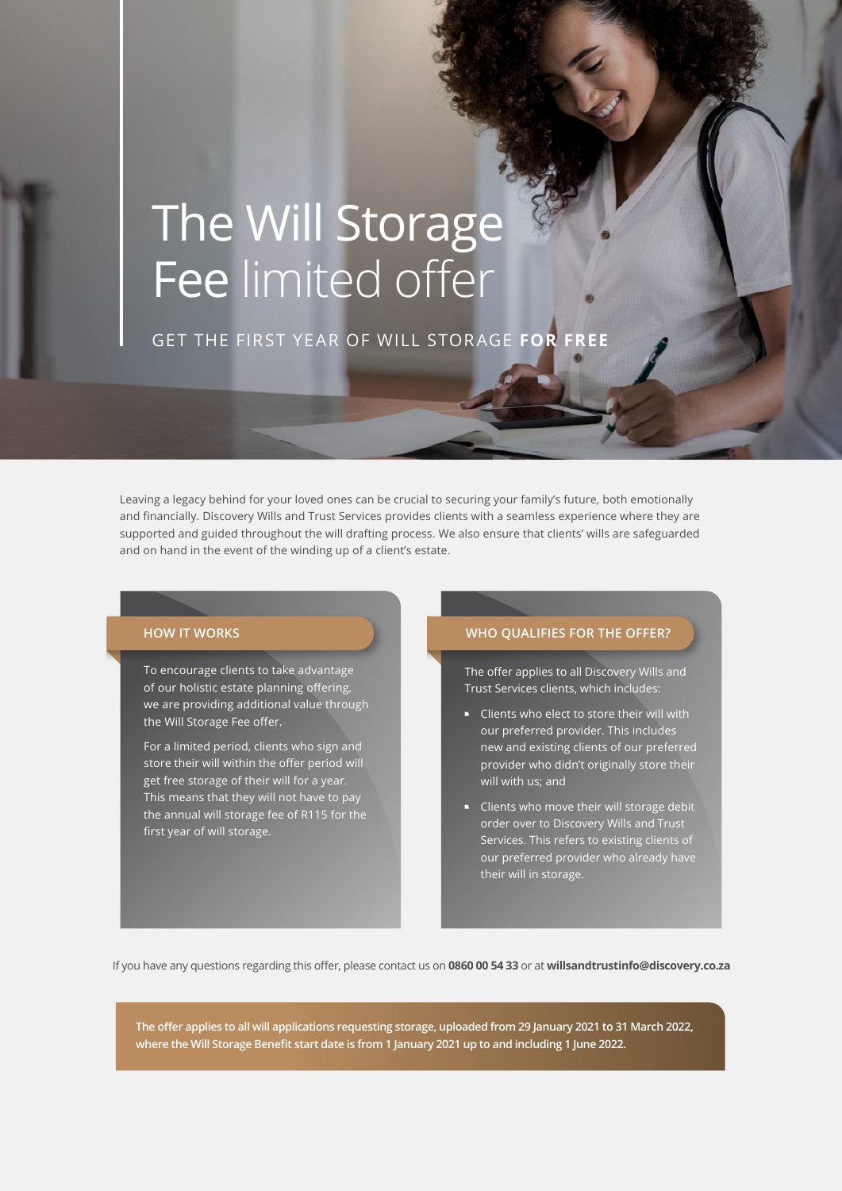# The Will Storage Fee limited offer

GET THE FIRST YEAR OF WILL STORAGE **FOR FREE**

Leaving a legacy behind for your loved ones can be crucial to securing your family's future, both emotionally and financially. Discovery Wills and Trust Services provides clients with a seamless experience where they are supported and guided throughout the will drafting process. We also ensure that clients' wills are safeguarded and on hand in the event of the winding up of a client's estate.

## HOW IT WORKS

To encourage clients to take advantage of our holistic estate planning offering, we are providing additional value through the Will Storage Fee offer.

For a limited period, clients who sign and store their will within the offer period will get free storage of their will for a year. This means that they will not have to pay the annual will storage fee of R115 for the first year of will storage.

## WHO QUALIFIES FOR THE OFFER?

The offer applies to all Discovery Wills and Trust Services clients, which includes:

- Clients who elect to store their will with our preferred provider. This includes new and existing clients of our preferred provider who didn't originally store their will with us; and
- Clients who move their will storage debit order over to Discovery Wills and Trust Services. This refers to existing clients of our preferred provider who already have their will in storage.

If you have any questions regarding this offer, please contact us on **0860 00 54 33** or at **willsandtrustinfo@discovery.co.za**

**The offer applies to all will applications requesting storage, uploaded from 29 January 2021 to 31 March 2022, where the Will Storage Benefit start date is from 1 January 2021 up to and including 1 June 2022.**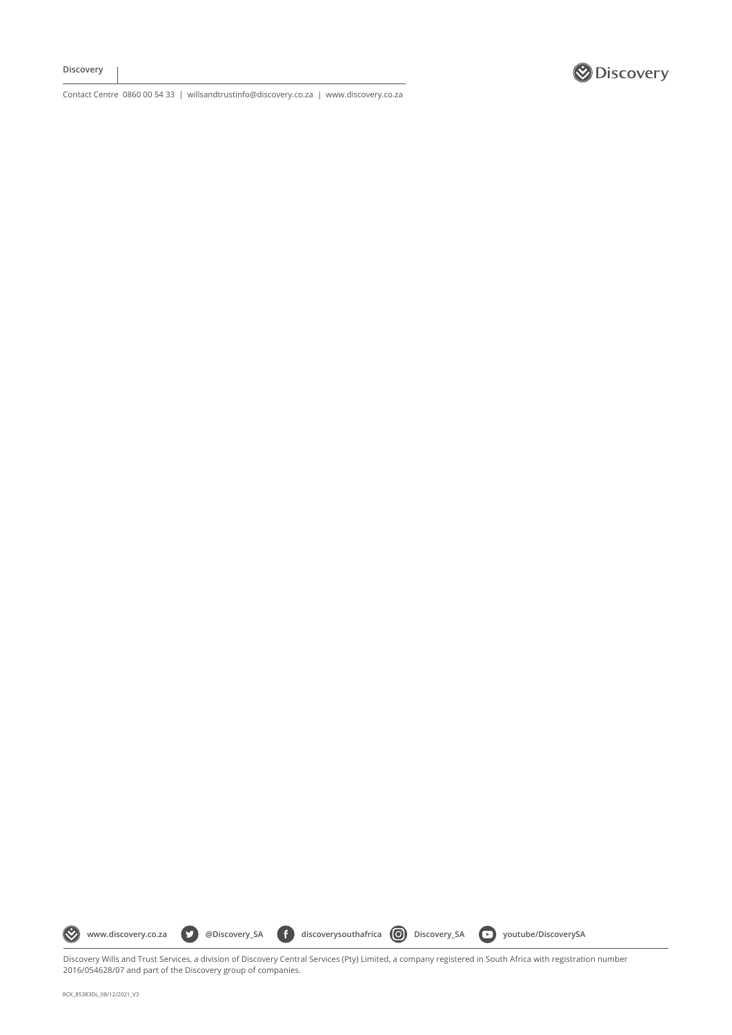Discovery

Contact Centre 0860 00 54 33 | willsandtrustinfo@discovery.co.za | www.discovery.co.za

www.discovery.co.za @Discovery_SA discoverysouthafrica Discovery_SA youtube/DiscoverySA

Discovery Wills and Trust Services, a division of Discovery Central Services (Pty) Limited, a company registered in South Africa with registration number 2016/054628/07 and part of the Discovery group of companies.

RCK_85383DL_08/12/2021_V3